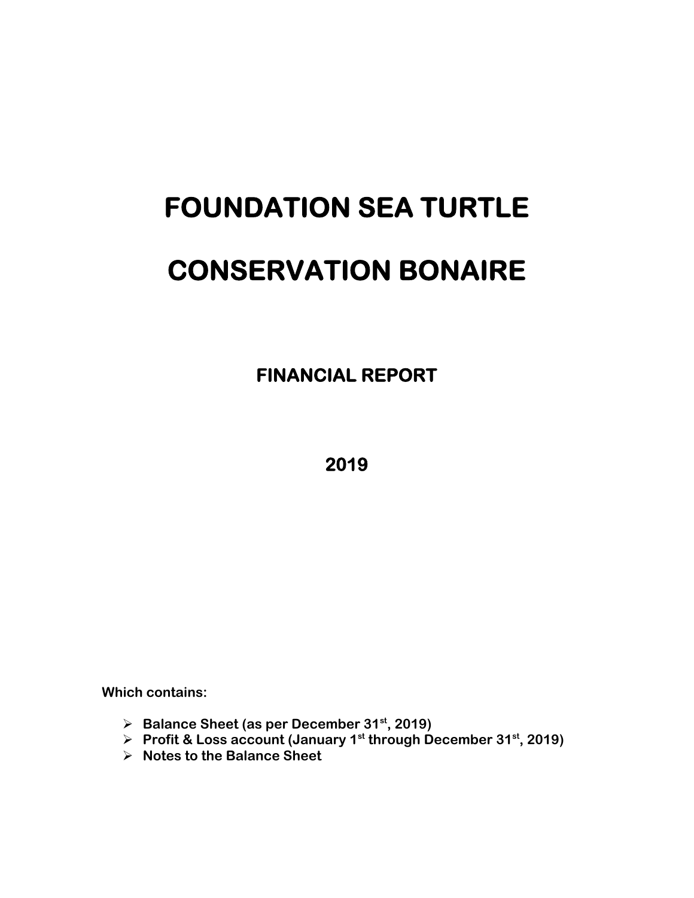# FOUNDATION SEA TURTLE

# CONSERVATION BONAIRE

## FINANCIAL REPORT

## 2019

**Which contains:**

- **Balance Sheet (as per December 31st, 2019)**
- **Profit & Loss account (January 1st through December 31st, 2019)**
- **Notes to the Balance Sheet**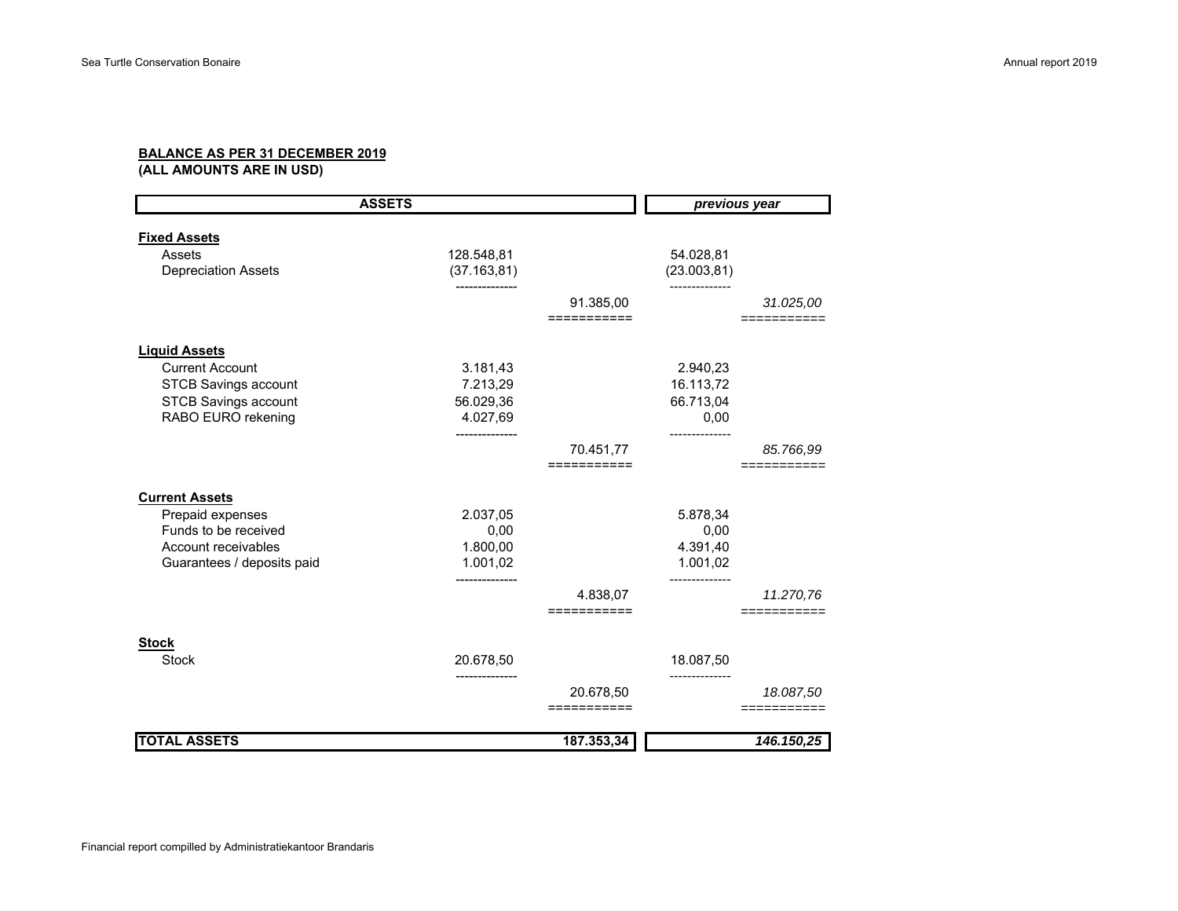**BALANCE AS PER 31 DECEMBER 2019**
**(ALL AMOUNTS ARE IN USD)**

| ASSETS | | | *previous year* | |
|---|---|---|---|---|
| **Fixed Assets** | | | | |
| Assets | 128.548,81 | | 54.028,81 | |
| Depreciation Assets | (37.163,81) | | (23.003,81) | |
| | | 91.385,00 | | *31.025,00* |
| **Liquid Assets** | | | | |
| Current Account | 3.181,43 | | 2.940,23 | |
| STCB Savings account | 7.213,29 | | 16.113,72 | |
| STCB Savings account | 56.029,36 | | 66.713,04 | |
| RABO EURO rekening | 4.027,69 | | 0,00 | |
| | | 70.451,77 | | *85.766,99* |
| **Current Assets** | | | | |
| Prepaid expenses | 2.037,05 | | 5.878,34 | |
| Funds to be received | 0,00 | | 0,00 | |
| Account receivables | 1.800,00 | | 4.391,40 | |
| Guarantees / deposits paid | 1.001,02 | | 1.001,02 | |
| | | 4.838,07 | | *11.270,76* |
| **Stock** | | | | |
| Stock | 20.678,50 | | 18.087,50 | |
| | | 20.678,50 | | *18.087,50* |
| **TOTAL ASSETS** | | **187.353,34** | | ***146.150,25*** |

Financial report compilled by Administratiekantoor Brandaris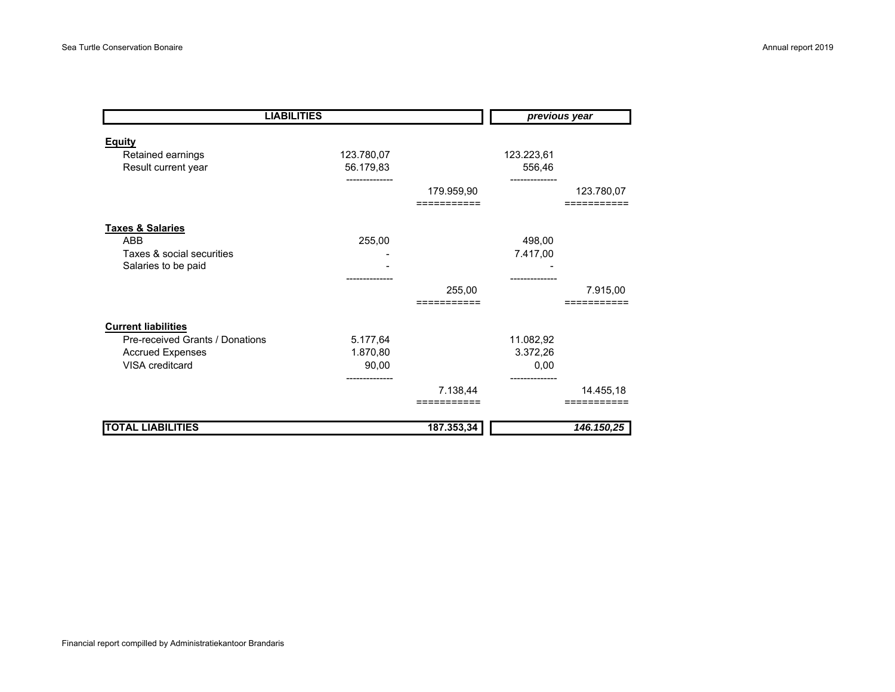| LIABILITIES | | | previous year | |
|---|---|---|---|---|
| **Equity** | | | | |
| Retained earnings | 123.780,07 | | 123.223,61 | |
| Result current year | 56.179,83 | | 556,46 | |
| | | 179.959,90 | | 123.780,07 |
| **Taxes & Salaries** | | | | |
| ABB | 255,00 | | 498,00 | |
| Taxes & social securities | - | | 7.417,00 | |
| Salaries to be paid | - | | - | |
| | | 255,00 | | 7.915,00 |
| **Current liabilities** | | | | |
| Pre-received Grants / Donations | 5.177,64 | | 11.082,92 | |
| Accrued Expenses | 1.870,80 | | 3.372,26 | |
| VISA creditcard | 90,00 | | 0,00 | |
| | | 7.138,44 | | 14.455,18 |
| **TOTAL LIABILITIES** | | **187.353,34** | | ***146.150,25*** |

Financial report compilled by Administratiekantoor Brandaris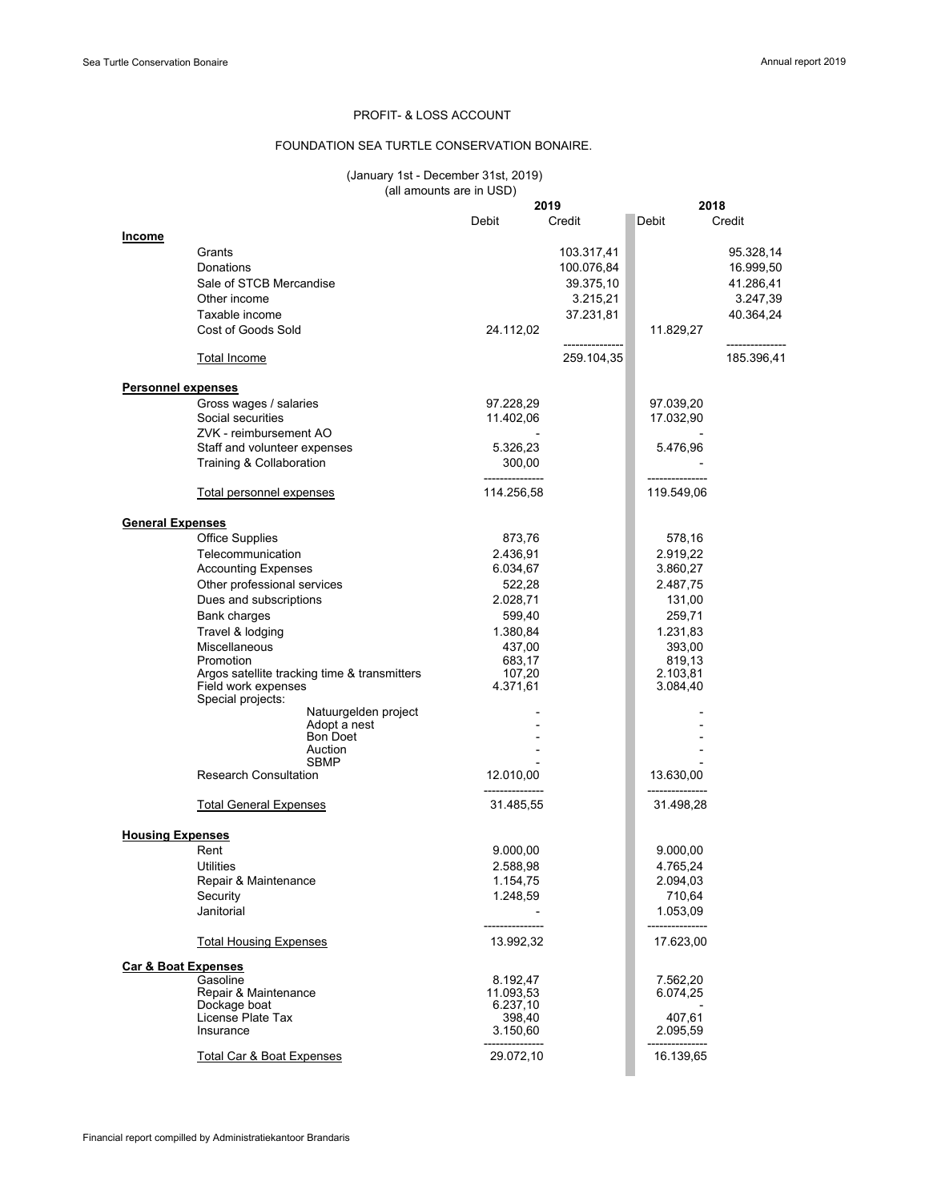PROFIT- & LOSS ACCOUNT

FOUNDATION SEA TURTLE CONSERVATION BONAIRE.

(January 1st - December 31st, 2019)
(all amounts are in USD)

| | 2019 | | 2018 | |
|---|---|---|---|---|
| | Debit | Credit | Debit | Credit |
| **Income** | | | | |
| Grants | | 103.317,41 | | 95.328,14 |
| Donations | | 100.076,84 | | 16.999,50 |
| Sale of STCB Mercandise | | 39.375,10 | | 41.286,41 |
| Other income | | 3.215,21 | | 3.247,39 |
| Taxable income | | 37.231,81 | | 40.364,24 |
| Cost of Goods Sold | 24.112,02 | | 11.829,27 | |
| Total Income | | 259.104,35 | | 185.396,41 |
| **Personnel expenses** | | | | |
| Gross wages / salaries | 97.228,29 | | 97.039,20 | |
| Social securities | 11.402,06 | | 17.032,90 | |
| ZVK - reimbursement AO | - | | - | |
| Staff and volunteer expenses | 5.326,23 | | 5.476,96 | |
| Training & Collaboration | 300,00 | | - | |
| Total personnel expenses | 114.256,58 | | 119.549,06 | |
| **General Expenses** | | | | |
| Office Supplies | 873,76 | | 578,16 | |
| Telecommunication | 2.436,91 | | 2.919,22 | |
| Accounting Expenses | 6.034,67 | | 3.860,27 | |
| Other professional services | 522,28 | | 2.487,75 | |
| Dues and subscriptions | 2.028,71 | | 131,00 | |
| Bank charges | 599,40 | | 259,71 | |
| Travel & lodging | 1.380,84 | | 1.231,83 | |
| Miscellaneous | 437,00 | | 393,00 | |
| Promotion | 683,17 | | 819,13 | |
| Argos satellite tracking time & transmitters | 107,20 | | 2.103,81 | |
| Field work expenses | 4.371,61 | | 3.084,40 | |
| Special projects: | | | | |
| Natuurgelden project | - | | - | |
| Adopt a nest | - | | - | |
| Bon Doet | - | | - | |
| Auction | - | | - | |
| SBMP | - | | - | |
| Research Consultation | 12.010,00 | | 13.630,00 | |
| Total General Expenses | 31.485,55 | | 31.498,28 | |
| **Housing Expenses** | | | | |
| Rent | 9.000,00 | | 9.000,00 | |
| Utilities | 2.588,98 | | 4.765,24 | |
| Repair & Maintenance | 1.154,75 | | 2.094,03 | |
| Security | 1.248,59 | | 710,64 | |
| Janitorial | - | | 1.053,09 | |
| Total Housing Expenses | 13.992,32 | | 17.623,00 | |
| **Car & Boat Expenses** | | | | |
| Gasoline | 8.192,47 | | 7.562,20 | |
| Repair & Maintenance | 11.093,53 | | 6.074,25 | |
| Dockage boat | 6.237,10 | | - | |
| License Plate Tax | 398,40 | | 407,61 | |
| Insurance | 3.150,60 | | 2.095,59 | |
| Total Car & Boat Expenses | 29.072,10 | | 16.139,65 | |

Financial report compilled by Administratiekantoor Brandaris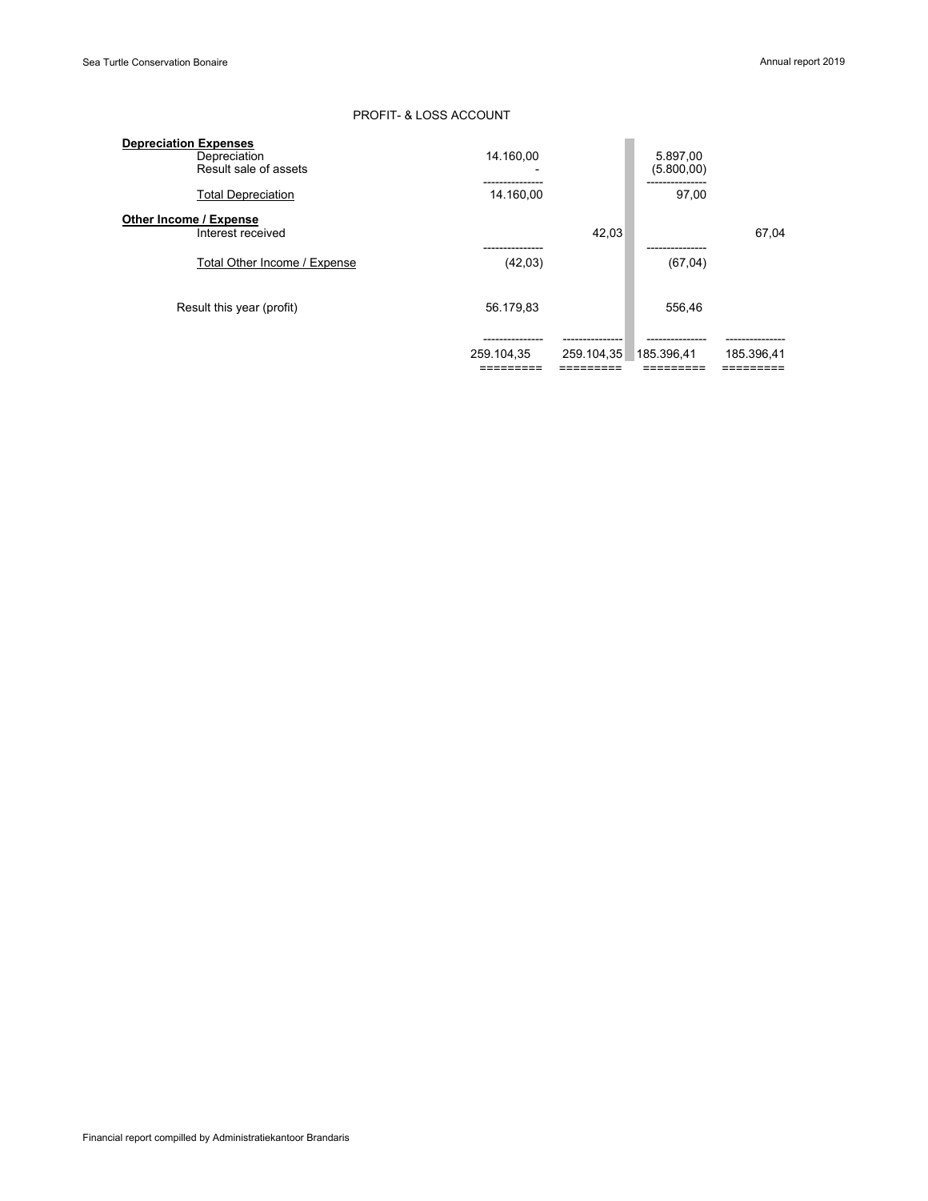## PROFIT- & LOSS ACCOUNT

| | | | | |
|---|---|---|---|---|
| **Depreciation Expenses** | | | | |
| Depreciation | 14.160,00 | | 5.897,00 | |
| Result sale of assets | - | | (5.800,00) | |
| Total Depreciation | 14.160,00 | | 97,00 | |
| **Other Income / Expense** | | | | |
| Interest received | | 42,03 | | 67,04 |
| Total Other Income / Expense | (42,03) | | (67,04) | |
| Result this year (profit) | 56.179,83 | | 556,46 | |
| | 259.104,35 | 259.104,35 | 185.396,41 | 185.396,41 |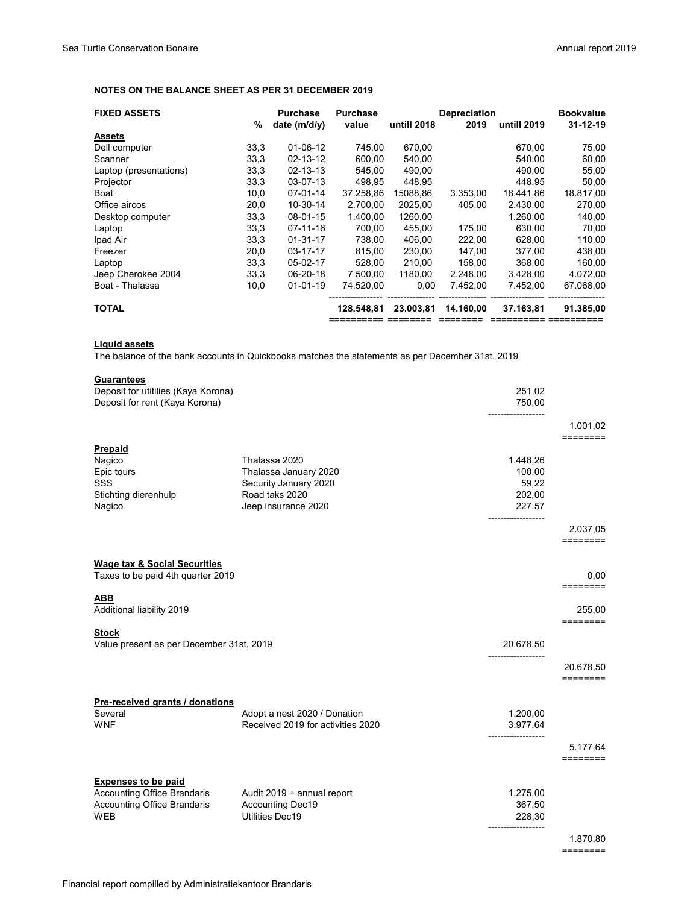**NOTES ON THE BALANCE SHEET AS PER 31 DECEMBER 2019**

| FIXED ASSETS | % | Purchase date (m/d/y) | Purchase value | Depreciation untill 2018 | Depreciation 2019 | Depreciation untill 2019 | Bookvalue 31-12-19 |
|---|---|---|---|---|---|---|---|
| **Assets** | | | | | | | |
| Dell computer | 33,3 | 01-06-12 | 745,00 | 670,00 | | 670,00 | 75,00 |
| Scanner | 33,3 | 02-13-12 | 600,00 | 540,00 | | 540,00 | 60,00 |
| Laptop (presentations) | 33,3 | 02-13-13 | 545,00 | 490,00 | | 490,00 | 55,00 |
| Projector | 33,3 | 03-07-13 | 498,95 | 448,95 | | 448,95 | 50,00 |
| Boat | 10,0 | 07-01-14 | 37.258,86 | 15088,86 | 3.353,00 | 18.441,86 | 18.817,00 |
| Office aircos | 20,0 | 10-30-14 | 2.700,00 | 2025,00 | 405,00 | 2.430,00 | 270,00 |
| Desktop computer | 33,3 | 08-01-15 | 1.400,00 | 1260,00 | | 1.260,00 | 140,00 |
| Laptop | 33,3 | 07-11-16 | 700,00 | 455,00 | 175,00 | 630,00 | 70,00 |
| Ipad Air | 33,3 | 01-31-17 | 738,00 | 406,00 | 222,00 | 628,00 | 110,00 |
| Freezer | 20,0 | 03-17-17 | 815,00 | 230,00 | 147,00 | 377,00 | 438,00 |
| Laptop | 33,3 | 05-02-17 | 528,00 | 210,00 | 158,00 | 368,00 | 160,00 |
| Jeep Cherokee 2004 | 33,3 | 06-20-18 | 7.500,00 | 1180,00 | 2.248,00 | 3.428,00 | 4.072,00 |
| Boat - Thalassa | 10,0 | 01-01-19 | 74.520,00 | 0,00 | 7.452,00 | 7.452,00 | 67.068,00 |
| **TOTAL** | | | **128.548,81** | **23.003,81** | **14.160,00** | **37.163,81** | **91.385,00** |

**Liquid assets**

The balance of the bank accounts in Quickbooks matches the statements as per December 31st, 2019

**Guarantees**

| | | |
|---|---|---|
| Deposit for utitilies (Kaya Korona) | 251,02 | |
| Deposit for rent (Kaya Korona) | 750,00 | |
| | | 1.001,02 |

**Prepaid**

| | | | |
|---|---|---|---|
| Nagico | Thalassa 2020 | 1.448,26 | |
| Epic tours | Thalassa January 2020 | 100,00 | |
| SSS | Security January 2020 | 59,22 | |
| Stichting dierenhulp | Road taks 2020 | 202,00 | |
| Nagico | Jeep insurance 2020 | 227,57 | |
| | | | 2.037,05 |

**Wage tax & Social Securities**

| | |
|---|---|
| Taxes to be paid 4th quarter 2019 | 0,00 |

**ABB**

| | |
|---|---|
| Additional liability 2019 | 255,00 |

**Stock**

| | | |
|---|---|---|
| Value present as per December 31st, 2019 | 20.678,50 | |
| | | 20.678,50 |

**Pre-received grants / donations**

| | | | |
|---|---|---|---|
| Several | Adopt a nest 2020 / Donation | 1.200,00 | |
| WNF | Received 2019 for activities 2020 | 3.977,64 | |
| | | | 5.177,64 |

**Expenses to be paid**

| | | | |
|---|---|---|---|
| Accounting Office Brandaris | Audit 2019 + annual report | 1.275,00 | |
| Accounting Office Brandaris | Accounting Dec19 | 367,50 | |
| WEB | Utilities Dec19 | 228,30 | |
| | | | 1.870,80 |

Financial report compilled by Administratiekantoor Brandaris